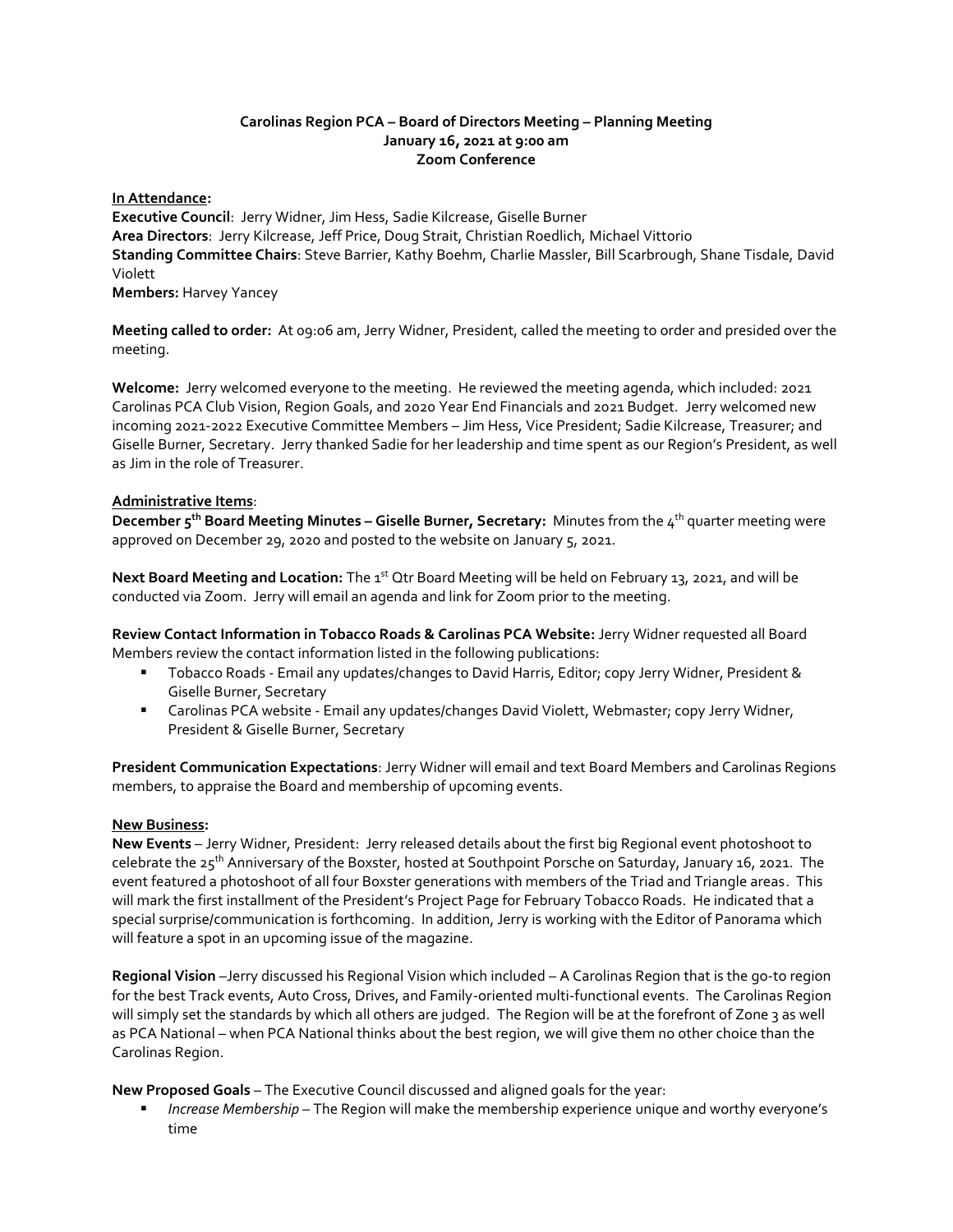**Carolinas Region PCA – Board of Directors Meeting – Planning Meeting**
**January 16, 2021 at 9:00 am**
**Zoom Conference**

**In Attendance:**
**Executive Council**: Jerry Widner, Jim Hess, Sadie Kilcrease, Giselle Burner
**Area Directors**: Jerry Kilcrease, Jeff Price, Doug Strait, Christian Roedlich, Michael Vittorio
**Standing Committee Chairs**: Steve Barrier, Kathy Boehm, Charlie Massler, Bill Scarbrough, Shane Tisdale, David Violett
**Members:** Harvey Yancey

**Meeting called to order:** At 09:06 am, Jerry Widner, President, called the meeting to order and presided over the meeting.

**Welcome:** Jerry welcomed everyone to the meeting. He reviewed the meeting agenda, which included: 2021 Carolinas PCA Club Vision, Region Goals, and 2020 Year End Financials and 2021 Budget. Jerry welcomed new incoming 2021-2022 Executive Committee Members – Jim Hess, Vice President; Sadie Kilcrease, Treasurer; and Giselle Burner, Secretary. Jerry thanked Sadie for her leadership and time spent as our Region's President, as well as Jim in the role of Treasurer.

**Administrative Items**:

**December 5th Board Meeting Minutes – Giselle Burner, Secretary:** Minutes from the 4th quarter meeting were approved on December 29, 2020 and posted to the website on January 5, 2021.

**Next Board Meeting and Location:** The 1st Qtr Board Meeting will be held on February 13, 2021, and will be conducted via Zoom. Jerry will email an agenda and link for Zoom prior to the meeting.

**Review Contact Information in Tobacco Roads & Carolinas PCA Website:** Jerry Widner requested all Board Members review the contact information listed in the following publications:

- Tobacco Roads - Email any updates/changes to David Harris, Editor; copy Jerry Widner, President & Giselle Burner, Secretary
- Carolinas PCA website - Email any updates/changes David Violett, Webmaster; copy Jerry Widner, President & Giselle Burner, Secretary

**President Communication Expectations**: Jerry Widner will email and text Board Members and Carolinas Regions members, to appraise the Board and membership of upcoming events.

**New Business:**

**New Events** – Jerry Widner, President: Jerry released details about the first big Regional event photoshoot to celebrate the 25th Anniversary of the Boxster, hosted at Southpoint Porsche on Saturday, January 16, 2021. The event featured a photoshoot of all four Boxster generations with members of the Triad and Triangle areas. This will mark the first installment of the President's Project Page for February Tobacco Roads. He indicated that a special surprise/communication is forthcoming. In addition, Jerry is working with the Editor of Panorama which will feature a spot in an upcoming issue of the magazine.

**Regional Vision** –Jerry discussed his Regional Vision which included – A Carolinas Region that is the go-to region for the best Track events, Auto Cross, Drives, and Family-oriented multi-functional events. The Carolinas Region will simply set the standards by which all others are judged. The Region will be at the forefront of Zone 3 as well as PCA National – when PCA National thinks about the best region, we will give them no other choice than the Carolinas Region.

**New Proposed Goals** – The Executive Council discussed and aligned goals for the year:

- *Increase Membership* – The Region will make the membership experience unique and worthy everyone's time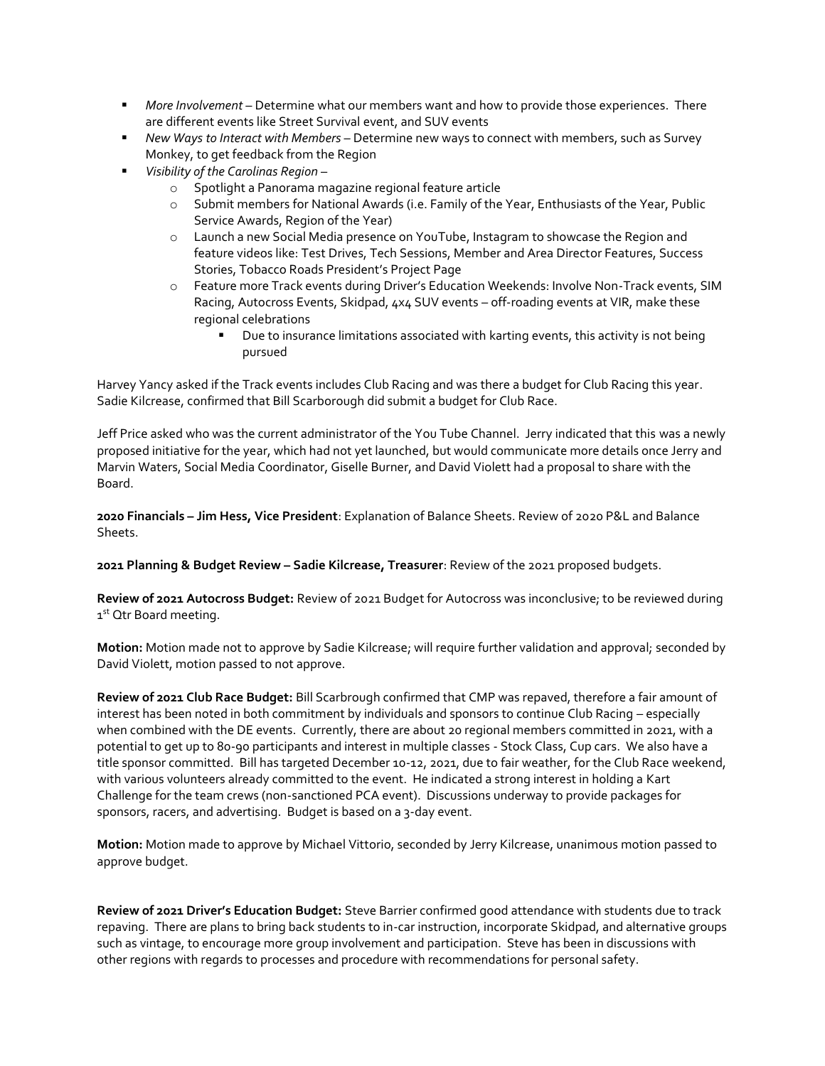- *More Involvement* – Determine what our members want and how to provide those experiences. There are different events like Street Survival event, and SUV events
- *New Ways to Interact with Members* – Determine new ways to connect with members, such as Survey Monkey, to get feedback from the Region
- *Visibility of the Carolinas Region* –
  - Spotlight a Panorama magazine regional feature article
  - Submit members for National Awards (i.e. Family of the Year, Enthusiasts of the Year, Public Service Awards, Region of the Year)
  - Launch a new Social Media presence on YouTube, Instagram to showcase the Region and feature videos like: Test Drives, Tech Sessions, Member and Area Director Features, Success Stories, Tobacco Roads President's Project Page
  - Feature more Track events during Driver's Education Weekends: Involve Non-Track events, SIM Racing, Autocross Events, Skidpad, 4x4 SUV events – off-roading events at VIR, make these regional celebrations
    - Due to insurance limitations associated with karting events, this activity is not being pursued

Harvey Yancy asked if the Track events includes Club Racing and was there a budget for Club Racing this year. Sadie Kilcrease, confirmed that Bill Scarborough did submit a budget for Club Race.

Jeff Price asked who was the current administrator of the You Tube Channel. Jerry indicated that this was a newly proposed initiative for the year, which had not yet launched, but would communicate more details once Jerry and Marvin Waters, Social Media Coordinator, Giselle Burner, and David Violett had a proposal to share with the Board.

**2020 Financials – Jim Hess, Vice President**: Explanation of Balance Sheets. Review of 2020 P&L and Balance Sheets.

**2021 Planning & Budget Review – Sadie Kilcrease, Treasurer**: Review of the 2021 proposed budgets.

**Review of 2021 Autocross Budget:** Review of 2021 Budget for Autocross was inconclusive; to be reviewed during 1st Qtr Board meeting.

**Motion:** Motion made not to approve by Sadie Kilcrease; will require further validation and approval; seconded by David Violett, motion passed to not approve.

**Review of 2021 Club Race Budget:** Bill Scarbrough confirmed that CMP was repaved, therefore a fair amount of interest has been noted in both commitment by individuals and sponsors to continue Club Racing – especially when combined with the DE events. Currently, there are about 20 regional members committed in 2021, with a potential to get up to 80-90 participants and interest in multiple classes - Stock Class, Cup cars. We also have a title sponsor committed. Bill has targeted December 10-12, 2021, due to fair weather, for the Club Race weekend, with various volunteers already committed to the event. He indicated a strong interest in holding a Kart Challenge for the team crews (non-sanctioned PCA event). Discussions underway to provide packages for sponsors, racers, and advertising. Budget is based on a 3-day event.

**Motion:** Motion made to approve by Michael Vittorio, seconded by Jerry Kilcrease, unanimous motion passed to approve budget.

**Review of 2021 Driver's Education Budget:** Steve Barrier confirmed good attendance with students due to track repaving. There are plans to bring back students to in-car instruction, incorporate Skidpad, and alternative groups such as vintage, to encourage more group involvement and participation. Steve has been in discussions with other regions with regards to processes and procedure with recommendations for personal safety.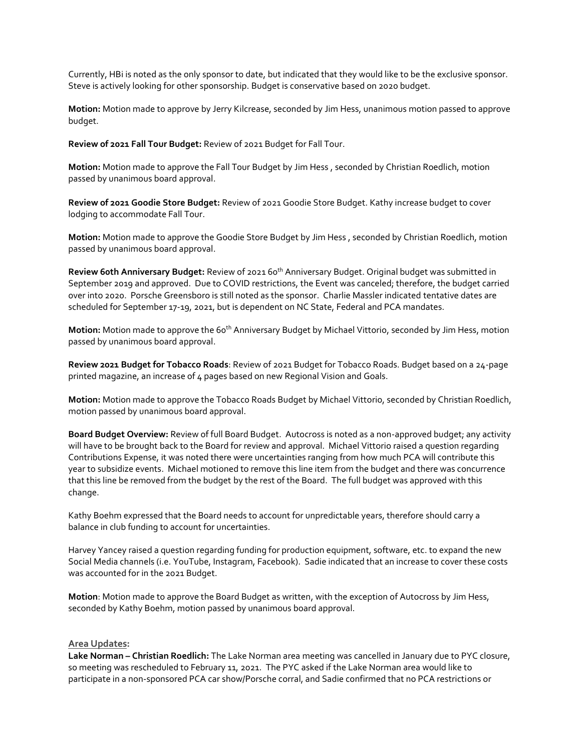Currently, HBi is noted as the only sponsor to date, but indicated that they would like to be the exclusive sponsor. Steve is actively looking for other sponsorship. Budget is conservative based on 2020 budget.

**Motion:** Motion made to approve by Jerry Kilcrease, seconded by Jim Hess, unanimous motion passed to approve budget.

**Review of 2021 Fall Tour Budget:** Review of 2021 Budget for Fall Tour.

**Motion:** Motion made to approve the Fall Tour Budget by Jim Hess , seconded by Christian Roedlich, motion passed by unanimous board approval.

**Review of 2021 Goodie Store Budget:** Review of 2021 Goodie Store Budget. Kathy increase budget to cover lodging to accommodate Fall Tour.

**Motion:** Motion made to approve the Goodie Store Budget by Jim Hess , seconded by Christian Roedlich, motion passed by unanimous board approval.

**Review 60th Anniversary Budget:** Review of 2021 60th Anniversary Budget. Original budget was submitted in September 2019 and approved. Due to COVID restrictions, the Event was canceled; therefore, the budget carried over into 2020. Porsche Greensboro is still noted as the sponsor. Charlie Massler indicated tentative dates are scheduled for September 17-19, 2021, but is dependent on NC State, Federal and PCA mandates.

**Motion:** Motion made to approve the 60th Anniversary Budget by Michael Vittorio, seconded by Jim Hess, motion passed by unanimous board approval.

**Review 2021 Budget for Tobacco Roads**: Review of 2021 Budget for Tobacco Roads. Budget based on a 24-page printed magazine, an increase of 4 pages based on new Regional Vision and Goals.

**Motion:** Motion made to approve the Tobacco Roads Budget by Michael Vittorio, seconded by Christian Roedlich, motion passed by unanimous board approval.

**Board Budget Overview:** Review of full Board Budget. Autocross is noted as a non-approved budget; any activity will have to be brought back to the Board for review and approval. Michael Vittorio raised a question regarding Contributions Expense, it was noted there were uncertainties ranging from how much PCA will contribute this year to subsidize events. Michael motioned to remove this line item from the budget and there was concurrence that this line be removed from the budget by the rest of the Board. The full budget was approved with this change.

Kathy Boehm expressed that the Board needs to account for unpredictable years, therefore should carry a balance in club funding to account for uncertainties.

Harvey Yancey raised a question regarding funding for production equipment, software, etc. to expand the new Social Media channels (i.e. YouTube, Instagram, Facebook). Sadie indicated that an increase to cover these costs was accounted for in the 2021 Budget.

**Motion**: Motion made to approve the Board Budget as written, with the exception of Autocross by Jim Hess, seconded by Kathy Boehm, motion passed by unanimous board approval.

**Area Updates:**

**Lake Norman – Christian Roedlich:** The Lake Norman area meeting was cancelled in January due to PYC closure, so meeting was rescheduled to February 11, 2021. The PYC asked if the Lake Norman area would like to participate in a non-sponsored PCA car show/Porsche corral, and Sadie confirmed that no PCA restrictions or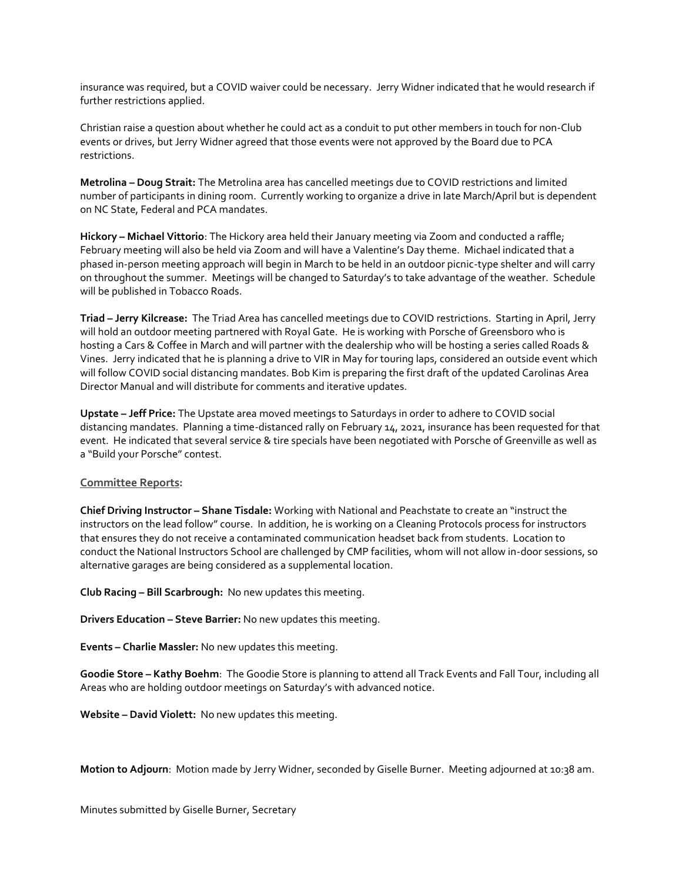insurance was required, but a COVID waiver could be necessary. Jerry Widner indicated that he would research if further restrictions applied.

Christian raise a question about whether he could act as a conduit to put other members in touch for non-Club events or drives, but Jerry Widner agreed that those events were not approved by the Board due to PCA restrictions.

**Metrolina – Doug Strait:** The Metrolina area has cancelled meetings due to COVID restrictions and limited number of participants in dining room. Currently working to organize a drive in late March/April but is dependent on NC State, Federal and PCA mandates.

**Hickory – Michael Vittorio**: The Hickory area held their January meeting via Zoom and conducted a raffle; February meeting will also be held via Zoom and will have a Valentine's Day theme. Michael indicated that a phased in-person meeting approach will begin in March to be held in an outdoor picnic-type shelter and will carry on throughout the summer. Meetings will be changed to Saturday's to take advantage of the weather. Schedule will be published in Tobacco Roads.

**Triad – Jerry Kilcrease:** The Triad Area has cancelled meetings due to COVID restrictions. Starting in April, Jerry will hold an outdoor meeting partnered with Royal Gate. He is working with Porsche of Greensboro who is hosting a Cars & Coffee in March and will partner with the dealership who will be hosting a series called Roads & Vines. Jerry indicated that he is planning a drive to VIR in May for touring laps, considered an outside event which will follow COVID social distancing mandates. Bob Kim is preparing the first draft of the updated Carolinas Area Director Manual and will distribute for comments and iterative updates.

**Upstate – Jeff Price:** The Upstate area moved meetings to Saturdays in order to adhere to COVID social distancing mandates. Planning a time-distanced rally on February 14, 2021, insurance has been requested for that event. He indicated that several service & tire specials have been negotiated with Porsche of Greenville as well as a "Build your Porsche" contest.

## Committee Reports:

**Chief Driving Instructor – Shane Tisdale:** Working with National and Peachstate to create an "instruct the instructors on the lead follow" course. In addition, he is working on a Cleaning Protocols process for instructors that ensures they do not receive a contaminated communication headset back from students. Location to conduct the National Instructors School are challenged by CMP facilities, whom will not allow in-door sessions, so alternative garages are being considered as a supplemental location.

**Club Racing – Bill Scarbrough:** No new updates this meeting.

**Drivers Education – Steve Barrier:** No new updates this meeting.

**Events – Charlie Massler:** No new updates this meeting.

**Goodie Store – Kathy Boehm**: The Goodie Store is planning to attend all Track Events and Fall Tour, including all Areas who are holding outdoor meetings on Saturday's with advanced notice.

**Website – David Violett:** No new updates this meeting.

**Motion to Adjourn**: Motion made by Jerry Widner, seconded by Giselle Burner. Meeting adjourned at 10:38 am.

Minutes submitted by Giselle Burner, Secretary